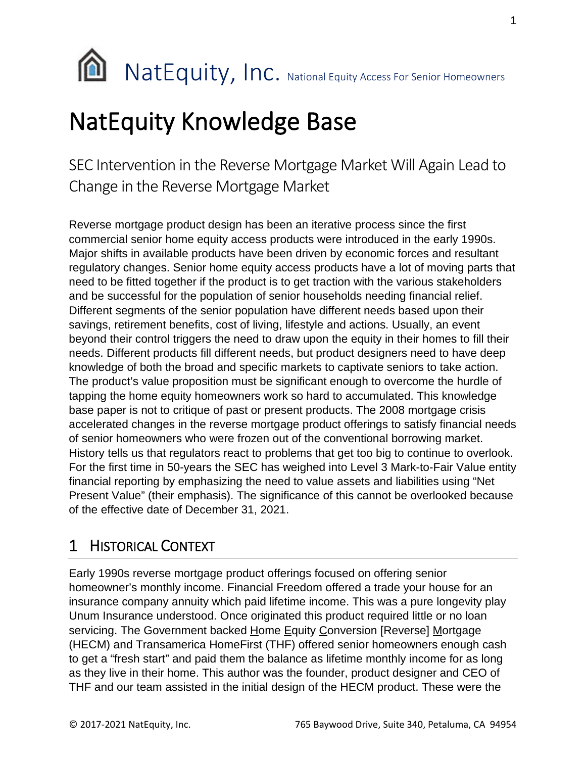NatEquity, Inc. National Equity Access For Senior Homeowners

# NatEquity Knowledge Base

## SEC Intervention in the Reverse Mortgage Market Will Again Lead to Change in the Reverse Mortgage Market

Reverse mortgage product design has been an iterative process since the first commercial senior home equity access products were introduced in the early 1990s. Major shifts in available products have been driven by economic forces and resultant regulatory changes. Senior home equity access products have a lot of moving parts that need to be fitted together if the product is to get traction with the various stakeholders and be successful for the population of senior households needing financial relief. Different segments of the senior population have different needs based upon their savings, retirement benefits, cost of living, lifestyle and actions. Usually, an event beyond their control triggers the need to draw upon the equity in their homes to fill their needs. Different products fill different needs, but product designers need to have deep knowledge of both the broad and specific markets to captivate seniors to take action. The product's value proposition must be significant enough to overcome the hurdle of tapping the home equity homeowners work so hard to accumulated. This knowledge base paper is not to critique of past or present products. The 2008 mortgage crisis accelerated changes in the reverse mortgage product offerings to satisfy financial needs of senior homeowners who were frozen out of the conventional borrowing market. History tells us that regulators react to problems that get too big to continue to overlook. For the first time in 50-years the SEC has weighed into Level 3 Mark-to-Fair Value entity financial reporting by emphasizing the need to value assets and liabilities using "Net Present Value" (their emphasis). The significance of this cannot be overlooked because of the effective date of December 31, 2021.

## 1 Historical Context

Early 1990s reverse mortgage product offerings focused on offering senior homeowner's monthly income. Financial Freedom offered a trade your house for an insurance company annuity which paid lifetime income. This was a pure longevity play Unum Insurance understood. Once originated this product required little or no loan servicing. The Government backed Home Equity Conversion [Reverse] Mortgage (HECM) and Transamerica HomeFirst (THF) offered senior homeowners enough cash to get a "fresh start" and paid them the balance as lifetime monthly income for as long as they live in their home. This author was the founder, product designer and CEO of THF and our team assisted in the initial design of the HECM product. These were the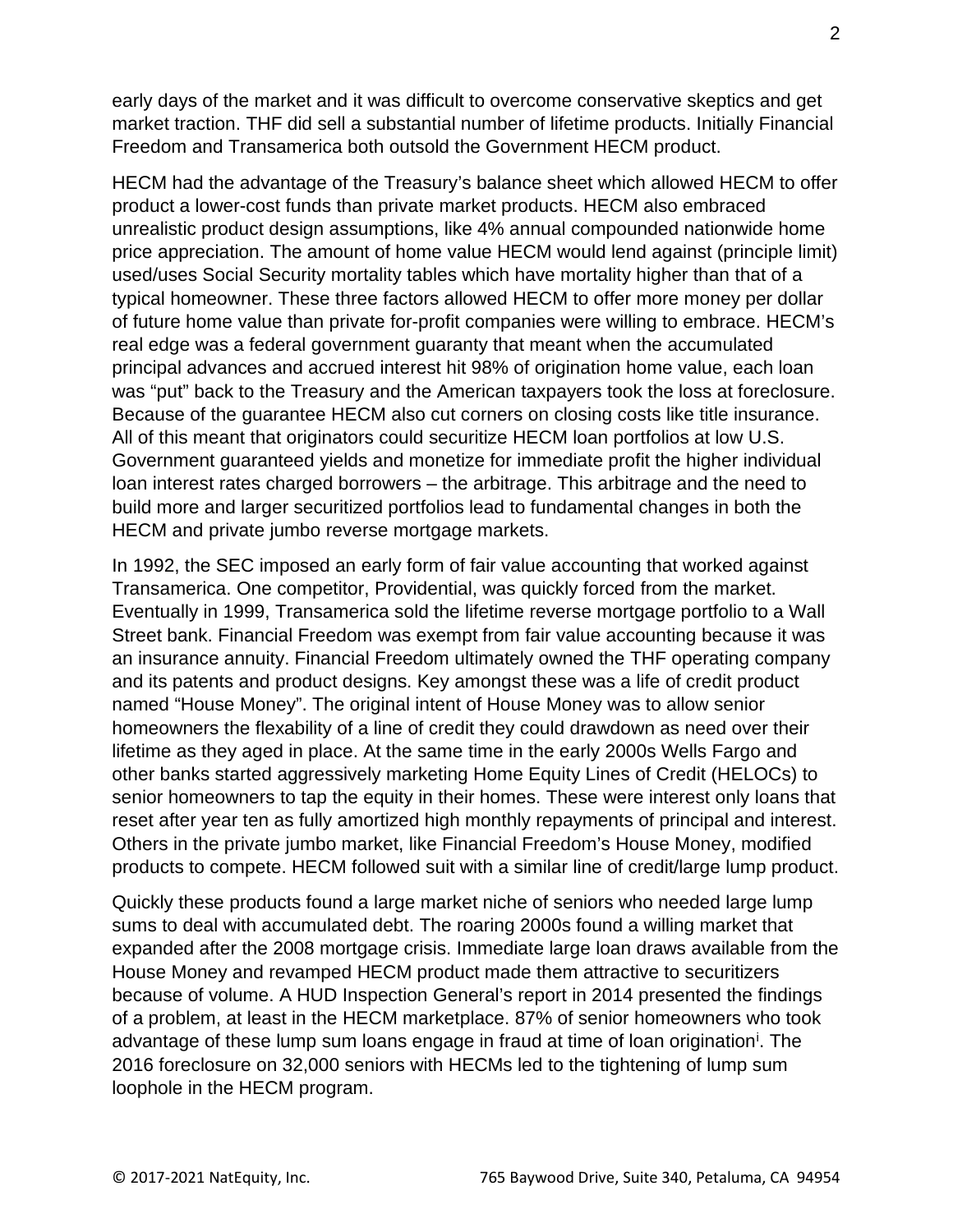early days of the market and it was difficult to overcome conservative skeptics and get market traction. THF did sell a substantial number of lifetime products. Initially Financial Freedom and Transamerica both outsold the Government HECM product.

HECM had the advantage of the Treasury's balance sheet which allowed HECM to offer product a lower-cost funds than private market products. HECM also embraced unrealistic product design assumptions, like 4% annual compounded nationwide home price appreciation. The amount of home value HECM would lend against (principle limit) used/uses Social Security mortality tables which have mortality higher than that of a typical homeowner. These three factors allowed HECM to offer more money per dollar of future home value than private for-profit companies were willing to embrace. HECM's real edge was a federal government guaranty that meant when the accumulated principal advances and accrued interest hit 98% of origination home value, each loan was "put" back to the Treasury and the American taxpayers took the loss at foreclosure. Because of the guarantee HECM also cut corners on closing costs like title insurance. All of this meant that originators could securitize HECM loan portfolios at low U.S. Government guaranteed yields and monetize for immediate profit the higher individual loan interest rates charged borrowers – the arbitrage. This arbitrage and the need to build more and larger securitized portfolios lead to fundamental changes in both the HECM and private jumbo reverse mortgage markets.

In 1992, the SEC imposed an early form of fair value accounting that worked against Transamerica. One competitor, Providential, was quickly forced from the market. Eventually in 1999, Transamerica sold the lifetime reverse mortgage portfolio to a Wall Street bank. Financial Freedom was exempt from fair value accounting because it was an insurance annuity. Financial Freedom ultimately owned the THF operating company and its patents and product designs. Key amongst these was a life of credit product named "House Money". The original intent of House Money was to allow senior homeowners the flexability of a line of credit they could drawdown as need over their lifetime as they aged in place. At the same time in the early 2000s Wells Fargo and other banks started aggressively marketing Home Equity Lines of Credit (HELOCs) to senior homeowners to tap the equity in their homes. These were interest only loans that reset after year ten as fully amortized high monthly repayments of principal and interest. Others in the private jumbo market, like Financial Freedom's House Money, modified products to compete. HECM followed suit with a similar line of credit/large lump product.

Quickly these products found a large market niche of seniors who needed large lump sums to deal with accumulated debt. The roaring 2000s found a willing market that expanded after the 2008 mortgage crisis. Immediate large loan draws available from the House Money and revamped HECM product made them attractive to securitizers because of volume. A HUD Inspection General's report in 2014 presented the findings of a problem, at least in the HECM marketplace. 87% of senior homeowners who took advantage of these lump sum loans engage in fraud at time of loan origination[i]. The 2016 foreclosure on 32,000 seniors with HECMs led to the tightening of lump sum loophole in the HECM program.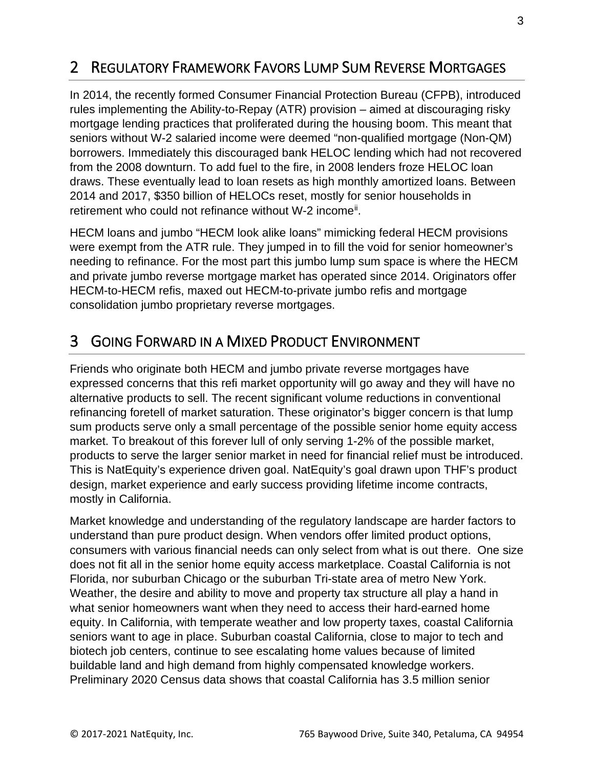## 2 Regulatory Framework Favors Lump Sum Reverse Mortgages

In 2014, the recently formed Consumer Financial Protection Bureau (CFPB), introduced rules implementing the Ability-to-Repay (ATR) provision – aimed at discouraging risky mortgage lending practices that proliferated during the housing boom. This meant that seniors without W-2 salaried income were deemed "non-qualified mortgage (Non-QM) borrowers. Immediately this discouraged bank HELOC lending which had not recovered from the 2008 downturn. To add fuel to the fire, in 2008 lenders froze HELOC loan draws. These eventually lead to loan resets as high monthly amortized loans. Between 2014 and 2017, $350 billion of HELOCs reset, mostly for senior households in retirement who could not refinance without W-2 income[ii].

HECM loans and jumbo "HECM look alike loans" mimicking federal HECM provisions were exempt from the ATR rule. They jumped in to fill the void for senior homeowner's needing to refinance. For the most part this jumbo lump sum space is where the HECM and private jumbo reverse mortgage market has operated since 2014. Originators offer HECM-to-HECM refis, maxed out HECM-to-private jumbo refis and mortgage consolidation jumbo proprietary reverse mortgages.

## 3 Going Forward in a Mixed Product Environment

Friends who originate both HECM and jumbo private reverse mortgages have expressed concerns that this refi market opportunity will go away and they will have no alternative products to sell. The recent significant volume reductions in conventional refinancing foretell of market saturation. These originator's bigger concern is that lump sum products serve only a small percentage of the possible senior home equity access market. To breakout of this forever lull of only serving 1-2% of the possible market, products to serve the larger senior market in need for financial relief must be introduced. This is NatEquity's experience driven goal. NatEquity's goal drawn upon THF's product design, market experience and early success providing lifetime income contracts, mostly in California.

Market knowledge and understanding of the regulatory landscape are harder factors to understand than pure product design. When vendors offer limited product options, consumers with various financial needs can only select from what is out there. One size does not fit all in the senior home equity access marketplace. Coastal California is not Florida, nor suburban Chicago or the suburban Tri-state area of metro New York. Weather, the desire and ability to move and property tax structure all play a hand in what senior homeowners want when they need to access their hard-earned home equity. In California, with temperate weather and low property taxes, coastal California seniors want to age in place. Suburban coastal California, close to major to tech and biotech job centers, continue to see escalating home values because of limited buildable land and high demand from highly compensated knowledge workers. Preliminary 2020 Census data shows that coastal California has 3.5 million senior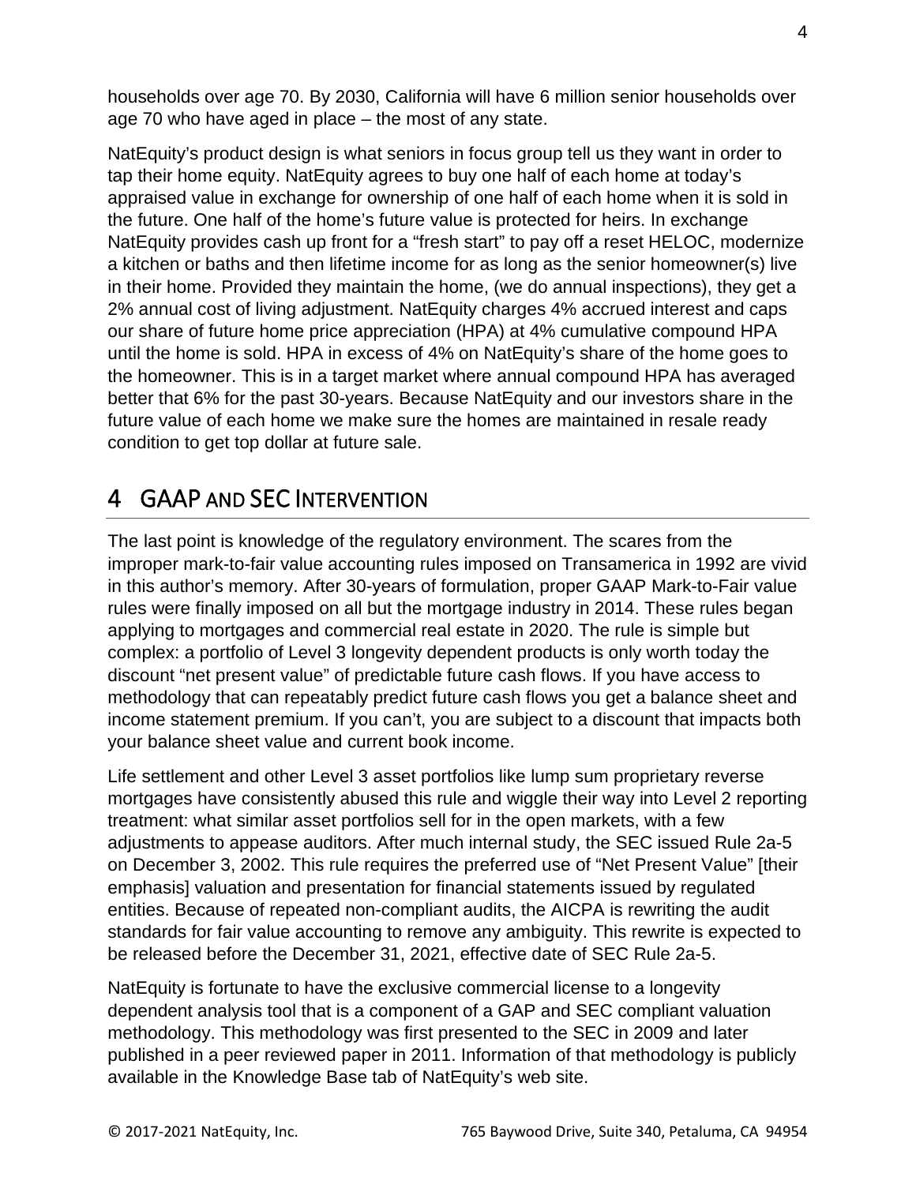households over age 70. By 2030, California will have 6 million senior households over age 70 who have aged in place – the most of any state.

NatEquity's product design is what seniors in focus group tell us they want in order to tap their home equity. NatEquity agrees to buy one half of each home at today's appraised value in exchange for ownership of one half of each home when it is sold in the future. One half of the home's future value is protected for heirs. In exchange NatEquity provides cash up front for a "fresh start" to pay off a reset HELOC, modernize a kitchen or baths and then lifetime income for as long as the senior homeowner(s) live in their home. Provided they maintain the home, (we do annual inspections), they get a 2% annual cost of living adjustment. NatEquity charges 4% accrued interest and caps our share of future home price appreciation (HPA) at 4% cumulative compound HPA until the home is sold. HPA in excess of 4% on NatEquity's share of the home goes to the homeowner. This is in a target market where annual compound HPA has averaged better that 6% for the past 30-years. Because NatEquity and our investors share in the future value of each home we make sure the homes are maintained in resale ready condition to get top dollar at future sale.

# 4 GAAP and SEC Intervention

The last point is knowledge of the regulatory environment. The scares from the improper mark-to-fair value accounting rules imposed on Transamerica in 1992 are vivid in this author's memory. After 30-years of formulation, proper GAAP Mark-to-Fair value rules were finally imposed on all but the mortgage industry in 2014. These rules began applying to mortgages and commercial real estate in 2020. The rule is simple but complex: a portfolio of Level 3 longevity dependent products is only worth today the discount "net present value" of predictable future cash flows. If you have access to methodology that can repeatably predict future cash flows you get a balance sheet and income statement premium. If you can't, you are subject to a discount that impacts both your balance sheet value and current book income.

Life settlement and other Level 3 asset portfolios like lump sum proprietary reverse mortgages have consistently abused this rule and wiggle their way into Level 2 reporting treatment: what similar asset portfolios sell for in the open markets, with a few adjustments to appease auditors. After much internal study, the SEC issued Rule 2a-5 on December 3, 2002. This rule requires the preferred use of "Net Present Value" [their emphasis] valuation and presentation for financial statements issued by regulated entities. Because of repeated non-compliant audits, the AICPA is rewriting the audit standards for fair value accounting to remove any ambiguity. This rewrite is expected to be released before the December 31, 2021, effective date of SEC Rule 2a-5.

NatEquity is fortunate to have the exclusive commercial license to a longevity dependent analysis tool that is a component of a GAP and SEC compliant valuation methodology. This methodology was first presented to the SEC in 2009 and later published in a peer reviewed paper in 2011. Information of that methodology is publicly available in the Knowledge Base tab of NatEquity's web site.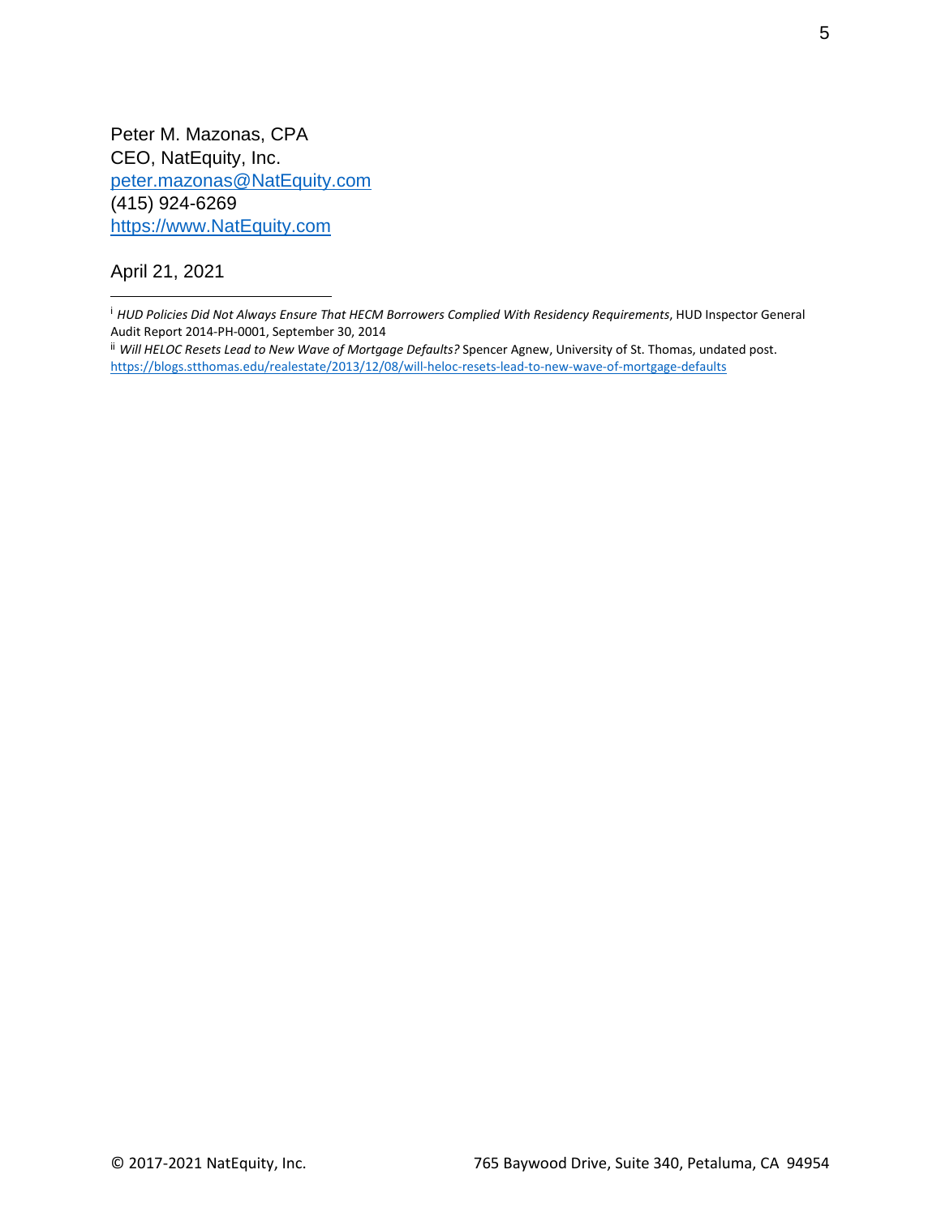Peter M. Mazonas, CPA
CEO, NatEquity, Inc.
[peter.mazonas@NatEquity.com](mailto:peter.mazonas@NatEquity.com)
(415) 924-6269
[https://www.NatEquity.com](https://www.NatEquity.com)

April 21, 2021

---

[i] *HUD Policies Did Not Always Ensure That HECM Borrowers Complied With Residency Requirements*, HUD Inspector General Audit Report 2014-PH-0001, September 30, 2014

[ii] *Will HELOC Resets Lead to New Wave of Mortgage Defaults?* Spencer Agnew, University of St. Thomas, undated post. [https://blogs.stthomas.edu/realestate/2013/12/08/will-heloc-resets-lead-to-new-wave-of-mortgage-defaults](https://blogs.stthomas.edu/realestate/2013/12/08/will-heloc-resets-lead-to-new-wave-of-mortgage-defaults)